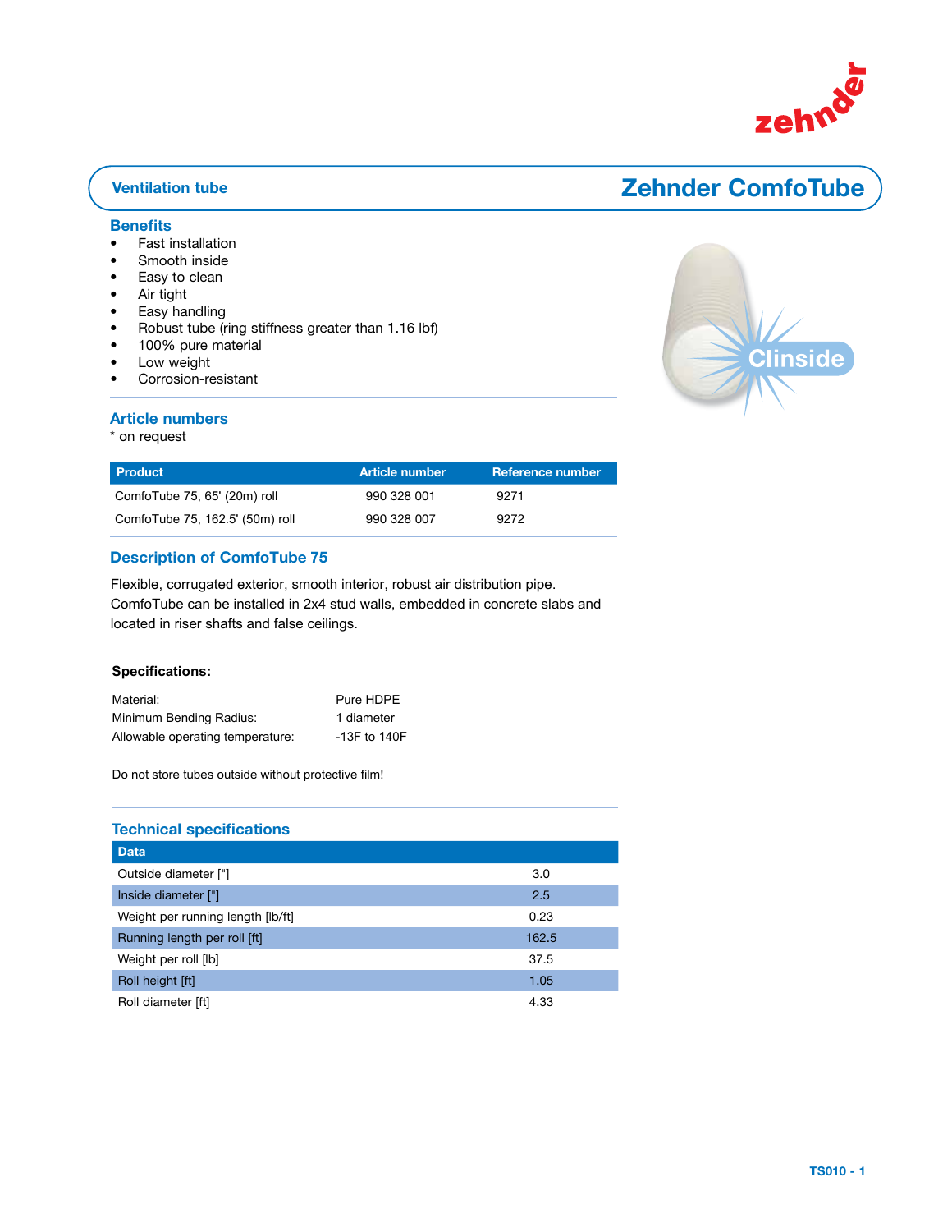Ventilation tube

# Zehnder ComfoTube

## Benefits

- Fast installation
- Smooth inside
- Easy to clean
- Air tight
- Easy handling
- Robust tube (ring stiffness greater than 1.16 lbf)
- 100% pure material
- Low weight
- Corrosion-resistant

## Article numbers

* on request

| Product | Article number | Reference number |
|---|---|---|
| ComfoTube 75, 65' (20m) roll | 990 328 001 | 9271 |
| ComfoTube 75, 162.5' (50m) roll | 990 328 007 | 9272 |

## Description of ComfoTube 75

Flexible, corrugated exterior, smooth interior, robust air distribution pipe. ComfoTube can be installed in 2x4 stud walls, embedded in concrete slabs and located in riser shafts and false ceilings.

**Specifications:**

| | |
|---|---|
| Material: | Pure HDPE |
| Minimum Bending Radius: | 1 diameter |
| Allowable operating temperature: | -13F to 140F |

Do not store tubes outside without protective film!

## Technical specifications

| Data | |
|---|---|
| Outside diameter ["] | 3.0 |
| Inside diameter ["] | 2.5 |
| Weight per running length [lb/ft] | 0.23 |
| Running length per roll [ft] | 162.5 |
| Weight per roll [lb] | 37.5 |
| Roll height [ft] | 1.05 |
| Roll diameter [ft] | 4.33 |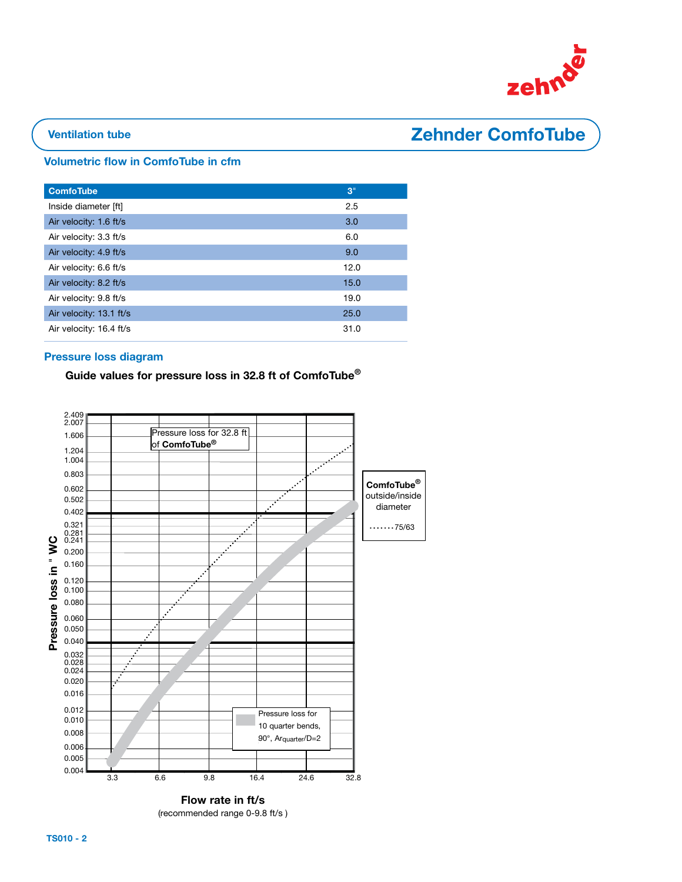## Ventilation tube — Zehnder ComfoTube

### Volumetric flow in ComfoTube in cfm

| ComfoTube | 3" |
|---|---|
| Inside diameter [ft] | 2.5 |
| Air velocity: 1.6 ft/s | 3.0 |
| Air velocity: 3.3 ft/s | 6.0 |
| Air velocity: 4.9 ft/s | 9.0 |
| Air velocity: 6.6 ft/s | 12.0 |
| Air velocity: 8.2 ft/s | 15.0 |
| Air velocity: 9.8 ft/s | 19.0 |
| Air velocity: 13.1 ft/s | 25.0 |
| Air velocity: 16.4 ft/s | 31.0 |

### Pressure loss diagram

**Guide values for pressure loss in 32.8 ft of ComfoTube®**

Pressure loss for 32.8 ft of **ComfoTube®**

**ComfoTube®** outside/inside diameter

······75/63

Pressure loss for 10 quarter bends, 90°, $Ar_{quarter}/D=2$

Pressure loss in " WC: 2.409, 2.007, 1.606, 1.204, 1.004, 0.803, 0.602, 0.502, 0.402, 0.321, 0.281, 0.241, 0.200, 0.160, 0.120, 0.100, 0.080, 0.060, 0.050, 0.040, 0.032, 0.028, 0.024, 0.020, 0.016, 0.012, 0.010, 0.008, 0.006, 0.005, 0.004

Flow rate in ft/s: 3.3, 6.6, 9.8, 16.4, 24.6, 32.8

**Flow rate in ft/s**

(recommended range 0-9.8 ft/s )

TS010 - 2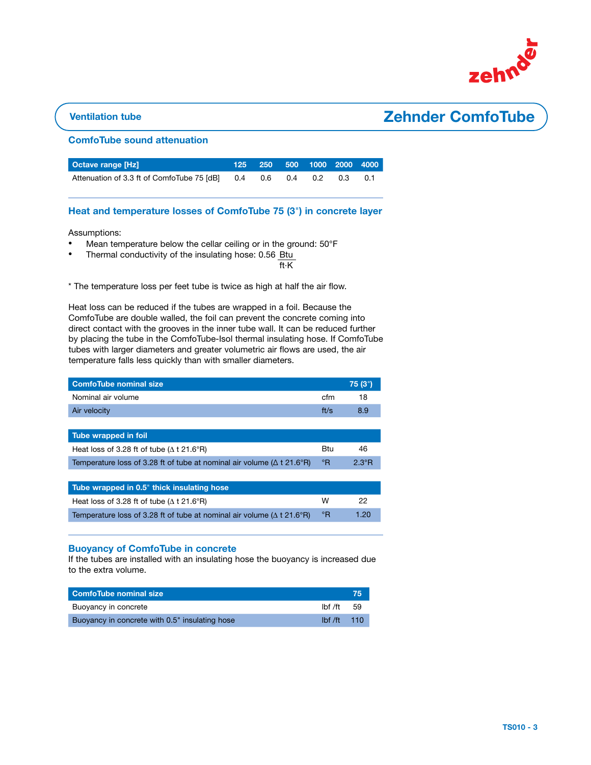## Ventilation tube

# Zehnder ComfoTube

### ComfoTube sound attenuation

| Octave range [Hz] | 125 | 250 | 500 | 1000 | 2000 | 4000 |
|---|---|---|---|---|---|---|
| Attenuation of 3.3 ft of ComfoTube 75 [dB] | 0.4 | 0.6 | 0.4 | 0.2 | 0.3 | 0.1 |

### Heat and temperature losses of ComfoTube 75 (3") in concrete layer

Assumptions:

- Mean temperature below the cellar ceiling or in the ground: 50°F
- Thermal conductivity of the insulating hose: 0.56 $\frac{Btu}{ft \cdot K}$

* The temperature loss per feet tube is twice as high at half the air flow.

Heat loss can be reduced if the tubes are wrapped in a foil. Because the ComfoTube are double walled, the foil can prevent the concrete coming into direct contact with the grooves in the inner tube wall. It can be reduced further by placing the tube in the ComfoTube-Isol thermal insulating hose. If ComfoTube tubes with larger diameters and greater volumetric air flows are used, the air temperature falls less quickly than with smaller diameters.

| ComfoTube nominal size | | 75 (3") |
|---|---|---|
| Nominal air volume | cfm | 18 |
| Air velocity | ft/s | 8.9 |
| **Tube wrapped in foil** | | |
| Heat loss of 3.28 ft of tube (Δ t 21.6°R) | Btu | 46 |
| Temperature loss of 3.28 ft of tube at nominal air volume (Δ t 21.6°R) | °R | 2.3°R |
| **Tube wrapped in 0.5" thick insulating hose** | | |
| Heat loss of 3.28 ft of tube (Δ t 21.6°R) | W | 22 |
| Temperature loss of 3.28 ft of tube at nominal air volume (Δ t 21.6°R) | °R | 1.20 |

### Buoyancy of ComfoTube in concrete

If the tubes are installed with an insulating hose the buoyancy is increased due to the extra volume.

| ComfoTube nominal size | | 75 |
|---|---|---|
| Buoyancy in concrete | lbf /ft | 59 |
| Buoyancy in concrete with 0.5" insulating hose | lbf /ft | 110 |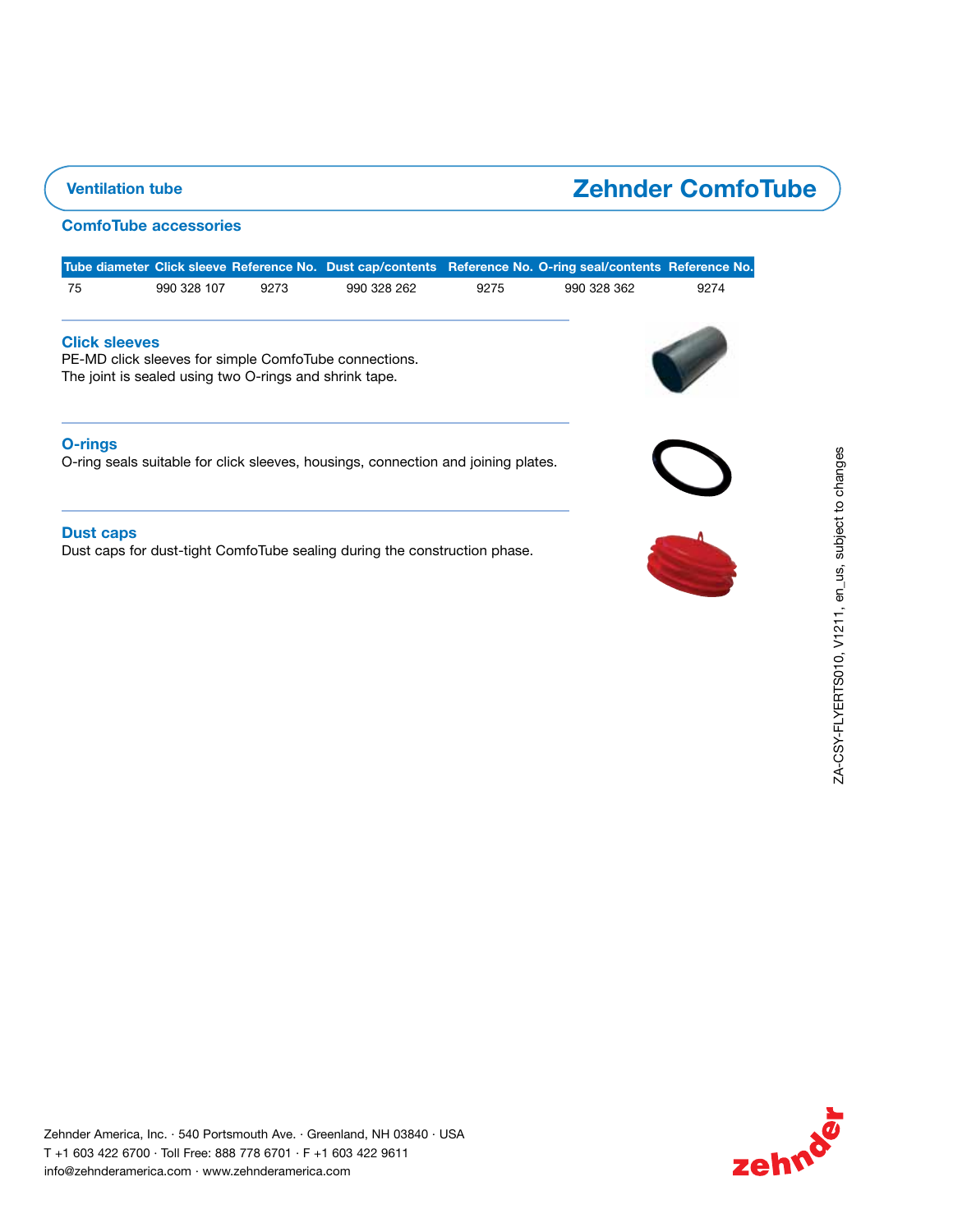Ventilation tube

# Zehnder ComfoTube

## ComfoTube accessories

| Tube diameter | Click sleeve | Reference No. | Dust cap/contents | Reference No. | O-ring seal/contents | Reference No. |
|---|---|---|---|---|---|---|
| 75 | 990 328 107 | 9273 | 990 328 262 | 9275 | 990 328 362 | 9274 |

### Click sleeves

PE-MD click sleeves for simple ComfoTube connections.
The joint is sealed using two O-rings and shrink tape.

### O-rings

O-ring seals suitable for click sleeves, housings, connection and joining plates.

### Dust caps

Dust caps for dust-tight ComfoTube sealing during the construction phase.

ZA-CSY-FLYERTS010, V1211, en_us, subject to changes

Zehnder America, Inc. · 540 Portsmouth Ave. · Greenland, NH 03840 · USA
T +1 603 422 6700 · Toll Free: 888 778 6701 · F +1 603 422 9611
info@zehnderamerica.com · www.zehnderamerica.com

zehnder